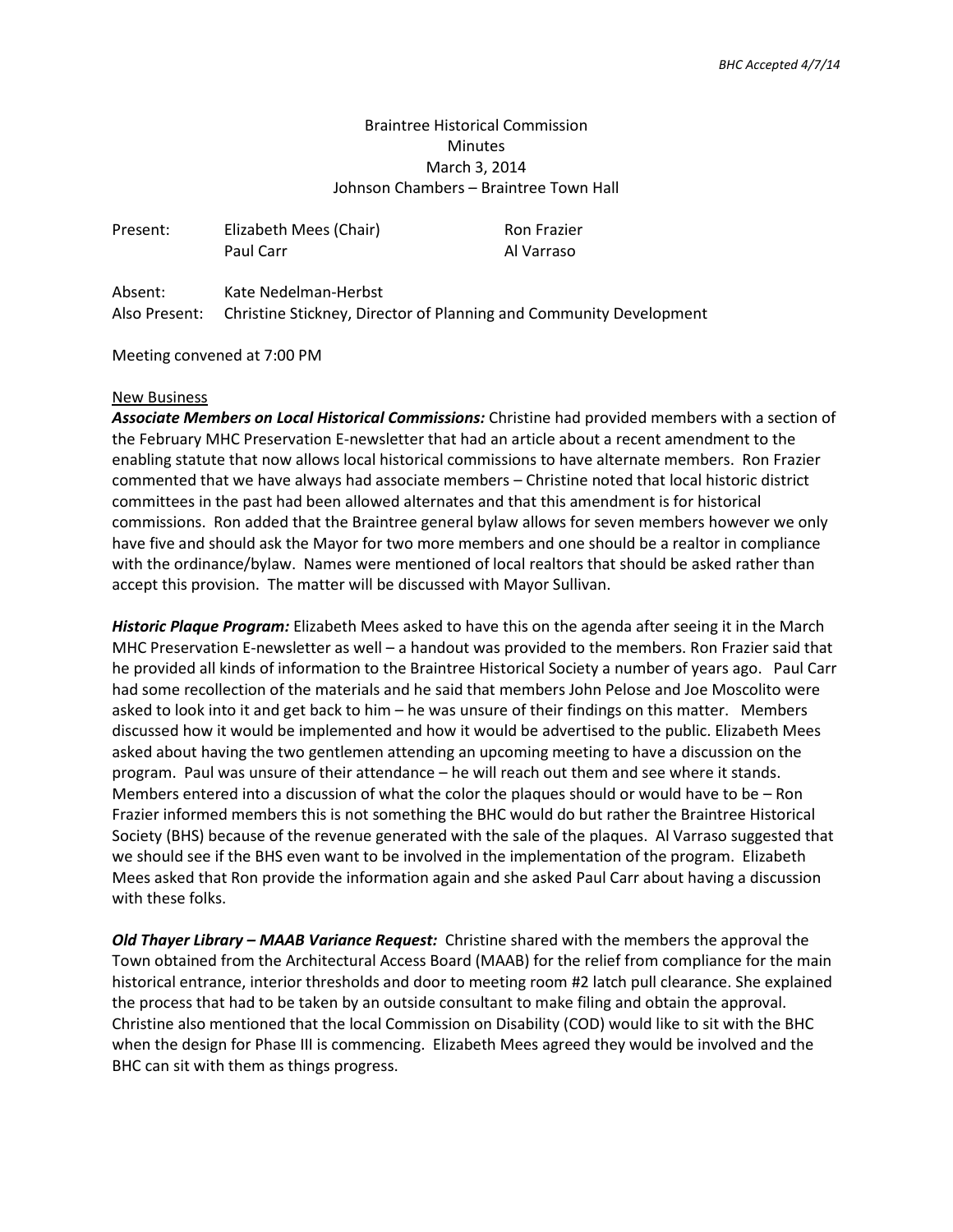*BHC Accepted 4/7/14*

Braintree Historical Commission
Minutes
March 3, 2014
Johnson Chambers – Braintree Town Hall

| | | |
|---|---|---|
| Present: | Elizabeth Mees (Chair) | Ron Frazier |
| | Paul Carr | Al Varraso |

Absent: Kate Nedelman-Herbst
Also Present: Christine Stickney, Director of Planning and Community Development

Meeting convened at 7:00 PM

New Business

***Associate Members on Local Historical Commissions:*** Christine had provided members with a section of the February MHC Preservation E-newsletter that had an article about a recent amendment to the enabling statute that now allows local historical commissions to have alternate members. Ron Frazier commented that we have always had associate members – Christine noted that local historic district committees in the past had been allowed alternates and that this amendment is for historical commissions. Ron added that the Braintree general bylaw allows for seven members however we only have five and should ask the Mayor for two more members and one should be a realtor in compliance with the ordinance/bylaw. Names were mentioned of local realtors that should be asked rather than accept this provision. The matter will be discussed with Mayor Sullivan.

***Historic Plaque Program:*** Elizabeth Mees asked to have this on the agenda after seeing it in the March MHC Preservation E-newsletter as well – a handout was provided to the members. Ron Frazier said that he provided all kinds of information to the Braintree Historical Society a number of years ago. Paul Carr had some recollection of the materials and he said that members John Pelose and Joe Moscolito were asked to look into it and get back to him – he was unsure of their findings on this matter. Members discussed how it would be implemented and how it would be advertised to the public. Elizabeth Mees asked about having the two gentlemen attending an upcoming meeting to have a discussion on the program. Paul was unsure of their attendance – he will reach out them and see where it stands. Members entered into a discussion of what the color the plaques should or would have to be – Ron Frazier informed members this is not something the BHC would do but rather the Braintree Historical Society (BHS) because of the revenue generated with the sale of the plaques. Al Varraso suggested that we should see if the BHS even want to be involved in the implementation of the program. Elizabeth Mees asked that Ron provide the information again and she asked Paul Carr about having a discussion with these folks.

***Old Thayer Library – MAAB Variance Request:*** Christine shared with the members the approval the Town obtained from the Architectural Access Board (MAAB) for the relief from compliance for the main historical entrance, interior thresholds and door to meeting room #2 latch pull clearance. She explained the process that had to be taken by an outside consultant to make filing and obtain the approval. Christine also mentioned that the local Commission on Disability (COD) would like to sit with the BHC when the design for Phase III is commencing. Elizabeth Mees agreed they would be involved and the BHC can sit with them as things progress.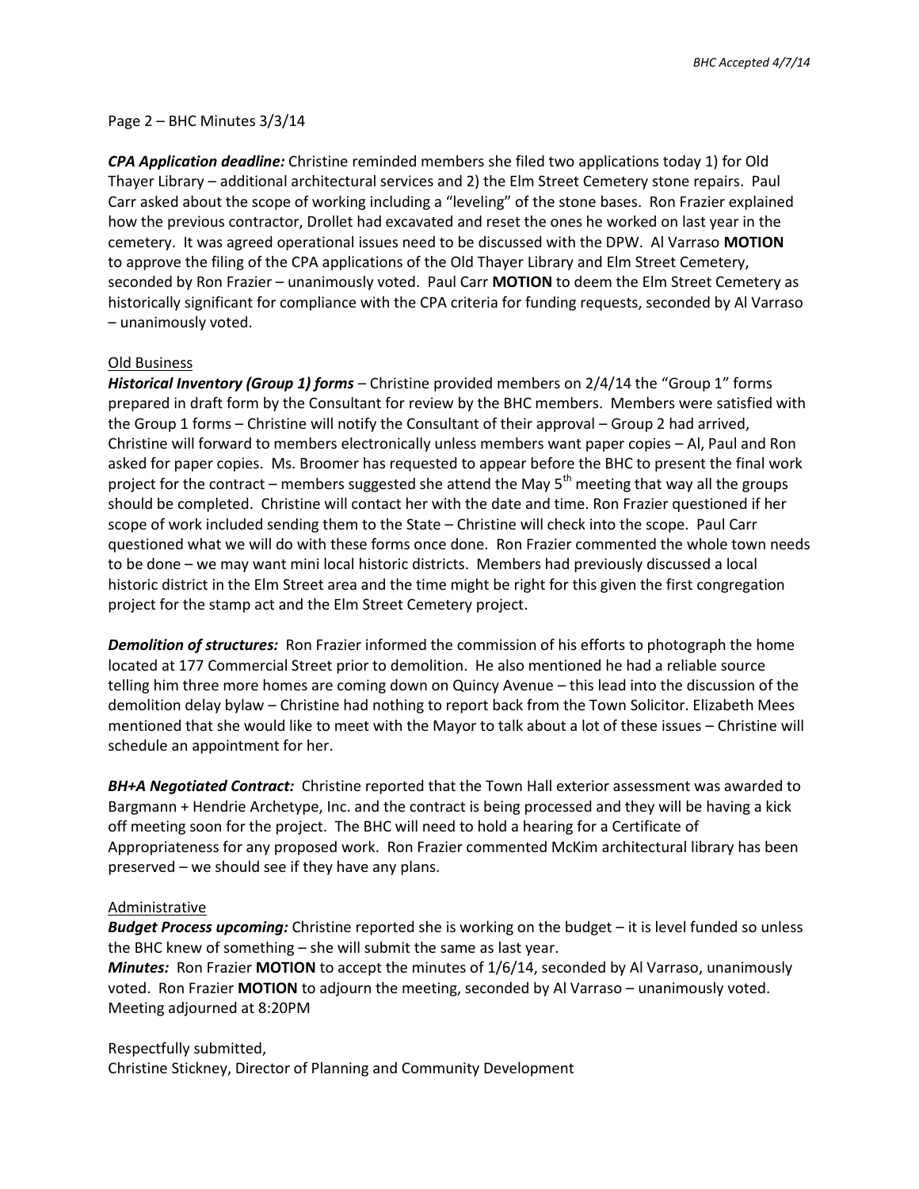Page 2 – BHC Minutes 3/3/14

***CPA Application deadline:*** Christine reminded members she filed two applications today 1) for Old Thayer Library – additional architectural services and 2) the Elm Street Cemetery stone repairs. Paul Carr asked about the scope of working including a "leveling" of the stone bases. Ron Frazier explained how the previous contractor, Drollet had excavated and reset the ones he worked on last year in the cemetery. It was agreed operational issues need to be discussed with the DPW. Al Varraso **MOTION** to approve the filing of the CPA applications of the Old Thayer Library and Elm Street Cemetery, seconded by Ron Frazier – unanimously voted. Paul Carr **MOTION** to deem the Elm Street Cemetery as historically significant for compliance with the CPA criteria for funding requests, seconded by Al Varraso – unanimously voted.

Old Business

***Historical Inventory (Group 1) forms*** – Christine provided members on 2/4/14 the "Group 1" forms prepared in draft form by the Consultant for review by the BHC members. Members were satisfied with the Group 1 forms – Christine will notify the Consultant of their approval – Group 2 had arrived, Christine will forward to members electronically unless members want paper copies – Al, Paul and Ron asked for paper copies. Ms. Broomer has requested to appear before the BHC to present the final work project for the contract – members suggested she attend the May 5th meeting that way all the groups should be completed. Christine will contact her with the date and time. Ron Frazier questioned if her scope of work included sending them to the State – Christine will check into the scope. Paul Carr questioned what we will do with these forms once done. Ron Frazier commented the whole town needs to be done – we may want mini local historic districts. Members had previously discussed a local historic district in the Elm Street area and the time might be right for this given the first congregation project for the stamp act and the Elm Street Cemetery project.

***Demolition of structures:*** Ron Frazier informed the commission of his efforts to photograph the home located at 177 Commercial Street prior to demolition. He also mentioned he had a reliable source telling him three more homes are coming down on Quincy Avenue – this lead into the discussion of the demolition delay bylaw – Christine had nothing to report back from the Town Solicitor. Elizabeth Mees mentioned that she would like to meet with the Mayor to talk about a lot of these issues – Christine will schedule an appointment for her.

***BH+A Negotiated Contract:*** Christine reported that the Town Hall exterior assessment was awarded to Bargmann + Hendrie Archetype, Inc. and the contract is being processed and they will be having a kick off meeting soon for the project. The BHC will need to hold a hearing for a Certificate of Appropriateness for any proposed work. Ron Frazier commented McKim architectural library has been preserved – we should see if they have any plans.

Administrative

***Budget Process upcoming:*** Christine reported she is working on the budget – it is level funded so unless the BHC knew of something – she will submit the same as last year.

***Minutes:*** Ron Frazier **MOTION** to accept the minutes of 1/6/14, seconded by Al Varraso, unanimously voted. Ron Frazier **MOTION** to adjourn the meeting, seconded by Al Varraso – unanimously voted. Meeting adjourned at 8:20PM

Respectfully submitted,
Christine Stickney, Director of Planning and Community Development